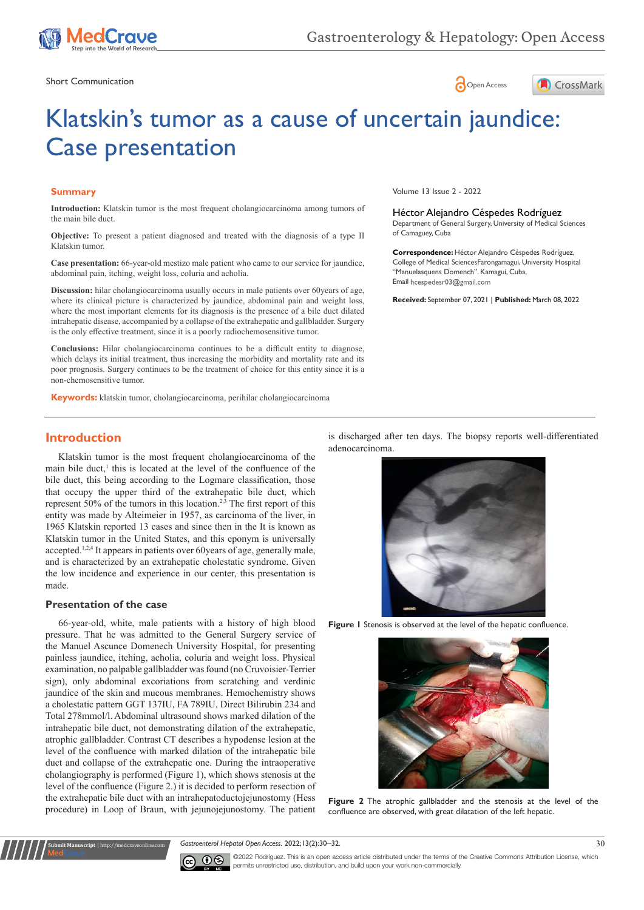Short Communication

# Klatskin's tumor as a cause of uncertain jaundice: Case presentation

Volume 13 Issue 2 - 2022

**Héctor Alejandro Céspedes Rodríguez**

Department of General Surgery, University of Medical Sciences of Camaguey, Cuba

**Correspondence:** Héctor Alejandro Céspedes Rodríguez, College of Medical SciencesFarongamagui, University Hospital "Manuelasquens Domench". Kamagui, Cuba, Email hcespedesr03@gmail.com

**Received:** September 07, 2021 | **Published:** March 08, 2022

## Summary

**Introduction:** Klatskin tumor is the most frequent cholangiocarcinoma among tumors of the main bile duct.

**Objective:** To present a patient diagnosed and treated with the diagnosis of a type II Klatskin tumor.

**Case presentation:** 66-year-old mestizo male patient who came to our service for jaundice, abdominal pain, itching, weight loss, coluria and acholia.

**Discussion:** hilar cholangiocarcinoma usually occurs in male patients over 60years of age, where its clinical picture is characterized by jaundice, abdominal pain and weight loss, where the most important elements for its diagnosis is the presence of a bile duct dilated intrahepatic disease, accompanied by a collapse of the extrahepatic and gallbladder. Surgery is the only effective treatment, since it is a poorly radiochemosensitive tumor.

**Conclusions:** Hilar cholangiocarcinoma continues to be a difficult entity to diagnose, which delays its initial treatment, thus increasing the morbidity and mortality rate and its poor prognosis. Surgery continues to be the treatment of choice for this entity since it is a non-chemosensitive tumor.

**Keywords:** klatskin tumor, cholangiocarcinoma, perihilar cholangiocarcinoma

## Introduction

Klatskin tumor is the most frequent cholangiocarcinoma of the main bile duct,[1] this is located at the level of the confluence of the bile duct, this being according to the Logmare classification, those that occupy the upper third of the extrahepatic bile duct, which represent 50% of the tumors in this location.[2,3] The first report of this entity was made by Alteimeier in 1957, as carcinoma of the liver, in 1965 Klatskin reported 13 cases and since then in the It is known as Klatskin tumor in the United States, and this eponym is universally accepted.[1,2,4] It appears in patients over 60years of age, generally male, and is characterized by an extrahepatic cholestatic syndrome. Given the low incidence and experience in our center, this presentation is made.

### Presentation of the case

66-year-old, white, male patients with a history of high blood pressure. That he was admitted to the General Surgery service of the Manuel Ascunce Domenech University Hospital, for presenting painless jaundice, itching, acholia, coluria and weight loss. Physical examination, no palpable gallbladder was found (no Cruvoisier-Terrier sign), only abdominal excoriations from scratching and verdinic jaundice of the skin and mucous membranes. Hemochemistry shows a cholestatic pattern GGT 137IU, FA 789IU, Direct Bilirubin 234 and Total 278mmol/l. Abdominal ultrasound shows marked dilation of the intrahepatic bile duct, not demonstrating dilation of the extrahepatic, atrophic gallbladder. Contrast CT describes a hypodense lesion at the level of the confluence with marked dilation of the intrahepatic bile duct and collapse of the extrahepatic one. During the intraoperative cholangiography is performed (Figure 1), which shows stenosis at the level of the confluence (Figure 2.) it is decided to perform resection of the extrahepatic bile duct with an intrahepatoductojejunostomy (Hess procedure) in Loop of Braun, with jejunojejunostomy. The patient is discharged after ten days. The biopsy reports well-differentiated adenocarcinoma.

**Figure 1** Stenosis is observed at the level of the hepatic confluence.

**Figure 2** The atrophic gallbladder and the stenosis at the level of the confluence are observed, with great dilatation of the left hepatic.

©2022 Rodríguez. This is an open access article distributed under the terms of the Creative Commons Attribution License, which permits unrestricted use, distribution, and build upon your work non-commercially.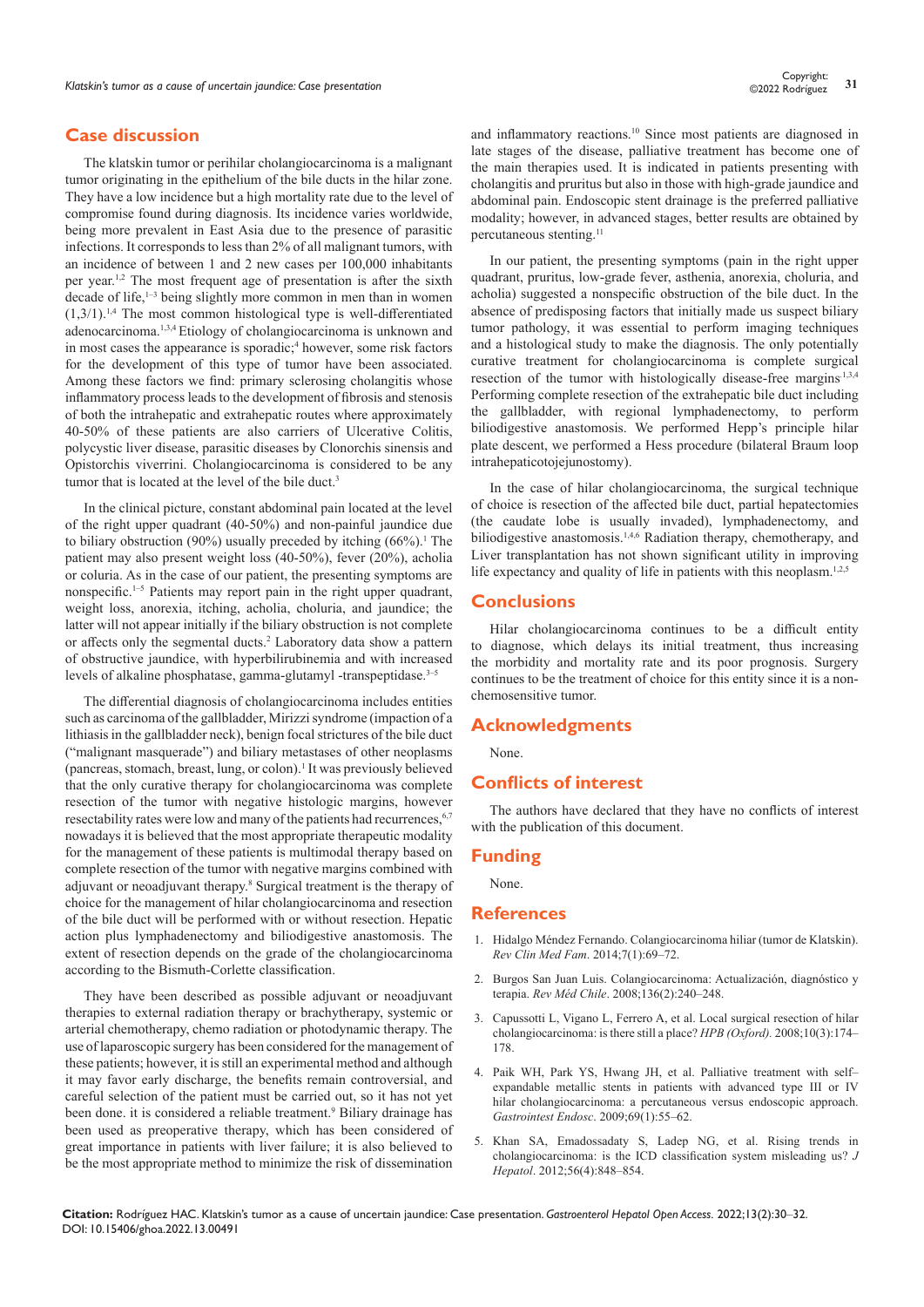## Case discussion

The klatskin tumor or perihilar cholangiocarcinoma is a malignant tumor originating in the epithelium of the bile ducts in the hilar zone. They have a low incidence but a high mortality rate due to the level of compromise found during diagnosis. Its incidence varies worldwide, being more prevalent in East Asia due to the presence of parasitic infections. It corresponds to less than 2% of all malignant tumors, with an incidence of between 1 and 2 new cases per 100,000 inhabitants per year.[1,2] The most frequent age of presentation is after the sixth decade of life,[1–3] being slightly more common in men than in women (1,3/1).[1,4] The most common histological type is well-differentiated adenocarcinoma.[1,3,4] Etiology of cholangiocarcinoma is unknown and in most cases the appearance is sporadic;[4] however, some risk factors for the development of this type of tumor have been associated. Among these factors we find: primary sclerosing cholangitis whose inflammatory process leads to the development of fibrosis and stenosis of both the intrahepatic and extrahepatic routes where approximately 40-50% of these patients are also carriers of Ulcerative Colitis, polycystic liver disease, parasitic diseases by Clonorchis sinensis and Opistorchis viverrini. Cholangiocarcinoma is considered to be any tumor that is located at the level of the bile duct.[3]

In the clinical picture, constant abdominal pain located at the level of the right upper quadrant (40-50%) and non-painful jaundice due to biliary obstruction (90%) usually preceded by itching (66%).[1] The patient may also present weight loss (40-50%), fever (20%), acholia or coluria. As in the case of our patient, the presenting symptoms are nonspecific.[1–5] Patients may report pain in the right upper quadrant, weight loss, anorexia, itching, acholia, choluria, and jaundice; the latter will not appear initially if the biliary obstruction is not complete or affects only the segmental ducts.[2] Laboratory data show a pattern of obstructive jaundice, with hyperbilirubinemia and with increased levels of alkaline phosphatase, gamma-glutamyl -transpeptidase.[3–5]

The differential diagnosis of cholangiocarcinoma includes entities such as carcinoma of the gallbladder, Mirizzi syndrome (impaction of a lithiasis in the gallbladder neck), benign focal strictures of the bile duct ("malignant masquerade") and biliary metastases of other neoplasms (pancreas, stomach, breast, lung, or colon).[1] It was previously believed that the only curative therapy for cholangiocarcinoma was complete resection of the tumor with negative histologic margins, however resectability rates were low and many of the patients had recurrences,[6,7] nowadays it is believed that the most appropriate therapeutic modality for the management of these patients is multimodal therapy based on complete resection of the tumor with negative margins combined with adjuvant or neoadjuvant therapy.[8] Surgical treatment is the therapy of choice for the management of hilar cholangiocarcinoma and resection of the bile duct will be performed with or without resection. Hepatic action plus lymphadenectomy and biliodigestive anastomosis. The extent of resection depends on the grade of the cholangiocarcinoma according to the Bismuth-Corlette classification.

They have been described as possible adjuvant or neoadjuvant therapies to external radiation therapy or brachytherapy, systemic or arterial chemotherapy, chemo radiation or photodynamic therapy. The use of laparoscopic surgery has been considered for the management of these patients; however, it is still an experimental method and although it may favor early discharge, the benefits remain controversial, and careful selection of the patient must be carried out, so it has not yet been done. it is considered a reliable treatment.[9] Biliary drainage has been used as preoperative therapy, which has been considered of great importance in patients with liver failure; it is also believed to be the most appropriate method to minimize the risk of dissemination and inflammatory reactions.[10] Since most patients are diagnosed in late stages of the disease, palliative treatment has become one of the main therapies used. It is indicated in patients presenting with cholangitis and pruritus but also in those with high-grade jaundice and abdominal pain. Endoscopic stent drainage is the preferred palliative modality; however, in advanced stages, better results are obtained by percutaneous stenting.[11]

In our patient, the presenting symptoms (pain in the right upper quadrant, pruritus, low-grade fever, asthenia, anorexia, choluria, and acholia) suggested a nonspecific obstruction of the bile duct. In the absence of predisposing factors that initially made us suspect biliary tumor pathology, it was essential to perform imaging techniques and a histological study to make the diagnosis. The only potentially curative treatment for cholangiocarcinoma is complete surgical resection of the tumor with histologically disease-free margins[1,3,4] Performing complete resection of the extrahepatic bile duct including the gallbladder, with regional lymphadenectomy, to perform biliodigestive anastomosis. We performed Hepp's principle hilar plate descent, we performed a Hess procedure (bilateral Braum loop intrahepaticotojejunostomy).

In the case of hilar cholangiocarcinoma, the surgical technique of choice is resection of the affected bile duct, partial hepatectomies (the caudate lobe is usually invaded), lymphadenectomy, and biliodigestive anastomosis.[1,4,6] Radiation therapy, chemotherapy, and Liver transplantation has not shown significant utility in improving life expectancy and quality of life in patients with this neoplasm.[1,2,5]

## Conclusions

Hilar cholangiocarcinoma continues to be a difficult entity to diagnose, which delays its initial treatment, thus increasing the morbidity and mortality rate and its poor prognosis. Surgery continues to be the treatment of choice for this entity since it is a non-chemosensitive tumor.

## Acknowledgments

None.

## Conflicts of interest

The authors have declared that they have no conflicts of interest with the publication of this document.

## Funding

None.

## References

1. Hidalgo Méndez Fernando. Colangiocarcinoma hiliar (tumor de Klatskin). *Rev Clin Med Fam*. 2014;7(1):69–72.
2. Burgos San Juan Luis. Colangiocarcinoma: Actualización, diagnóstico y terapia. *Rev Méd Chile*. 2008;136(2):240–248.
3. Capussotti L, Vigano L, Ferrero A, et al. Local surgical resection of hilar cholangiocarcinoma: is there still a place? *HPB (Oxford)*. 2008;10(3):174–178.
4. Paik WH, Park YS, Hwang JH, et al. Palliative treatment with self–expandable metallic stents in patients with advanced type III or IV hilar cholangiocarcinoma: a percutaneous versus endoscopic approach. *Gastrointest Endosc*. 2009;69(1):55–62.
5. Khan SA, Emadossadaty S, Ladep NG, et al. Rising trends in cholangiocarcinoma: is the ICD classification system misleading us? *J Hepatol*. 2012;56(4):848–854.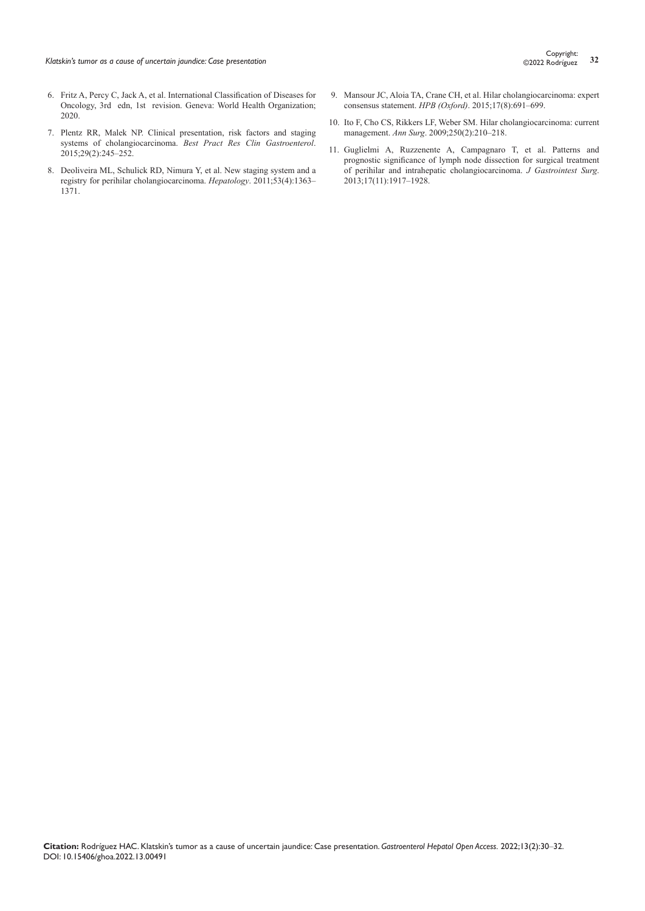6. Fritz A, Percy C, Jack A, et al. International Classification of Diseases for Oncology, 3rd edn, 1st revision. Geneva: World Health Organization; 2020.
7. Plentz RR, Malek NP. Clinical presentation, risk factors and staging systems of cholangiocarcinoma. *Best Pract Res Clin Gastroenterol*. 2015;29(2):245–252.
8. Deoliveira ML, Schulick RD, Nimura Y, et al. New staging system and a registry for perihilar cholangiocarcinoma. *Hepatology*. 2011;53(4):1363–1371.
9. Mansour JC, Aloia TA, Crane CH, et al. Hilar cholangiocarcinoma: expert consensus statement. *HPB (Oxford)*. 2015;17(8):691–699.
10. Ito F, Cho CS, Rikkers LF, Weber SM. Hilar cholangiocarcinoma: current management. *Ann Surg*. 2009;250(2):210–218.
11. Guglielmi A, Ruzzenente A, Campagnaro T, et al. Patterns and prognostic significance of lymph node dissection for surgical treatment of perihilar and intrahepatic cholangiocarcinoma. *J Gastrointest Surg*. 2013;17(11):1917–1928.